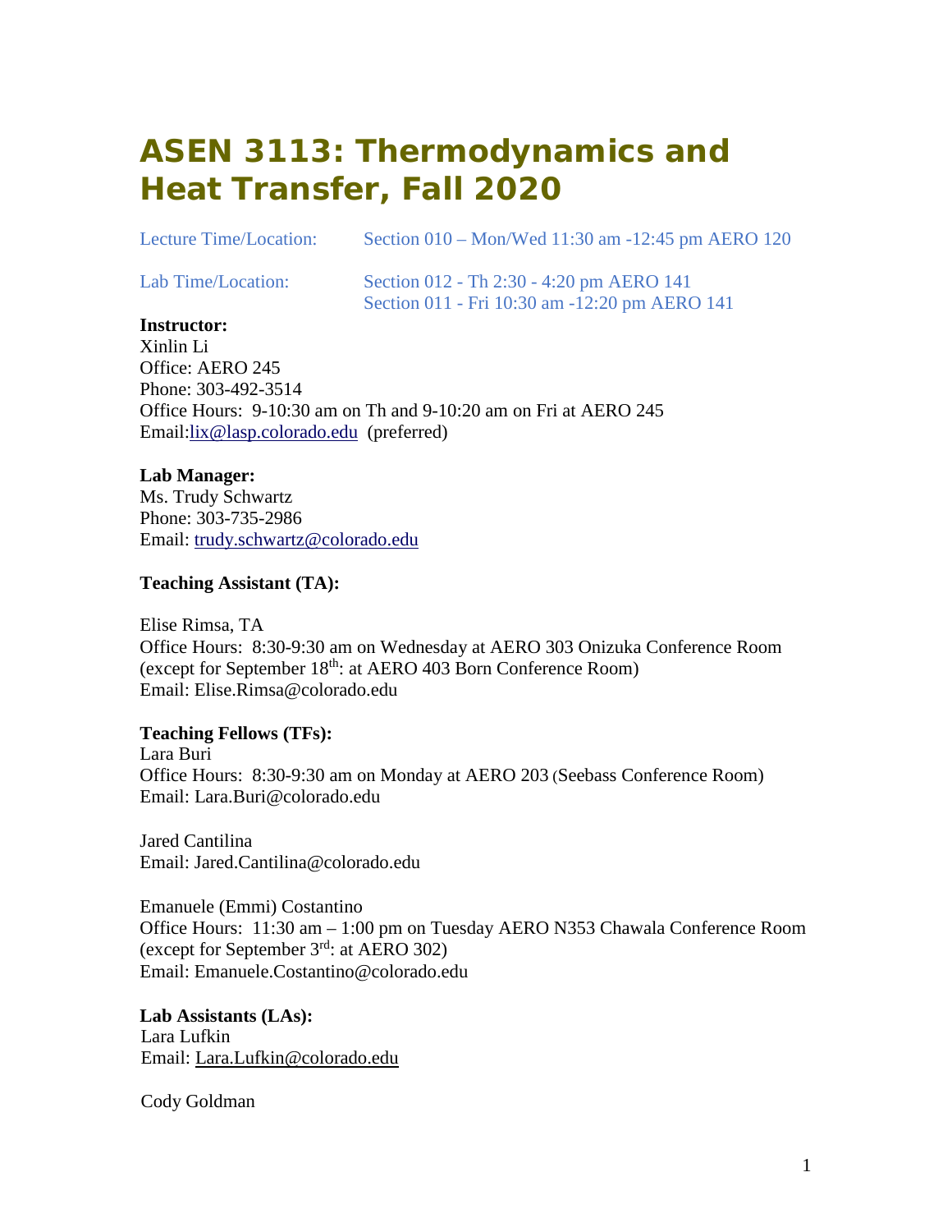# ASEN 3113: Thermodynamics and Heat Transfer, Fall 2020

Lecture Time/Location: Section 010 – Mon/Wed 11:30 am -12:45 pm AERO 120

Lab Time/Location: Section 012 - Th 2:30 - 4:20 pm AERO 141
Section 011 - Fri 10:30 am -12:20 pm AERO 141

**Instructor:**
Xinlin Li
Office: AERO 245
Phone: 303-492-3514
Office Hours: 9-10:30 am on Th and 9-10:20 am on Fri at AERO 245
Email:lix@lasp.colorado.edu (preferred)

**Lab Manager:**
Ms. Trudy Schwartz
Phone: 303-735-2986
Email: trudy.schwartz@colorado.edu

**Teaching Assistant (TA):**

Elise Rimsa, TA
Office Hours: 8:30-9:30 am on Wednesday at AERO 303 Onizuka Conference Room (except for September 18th: at AERO 403 Born Conference Room)
Email: Elise.Rimsa@colorado.edu

**Teaching Fellows (TFs):**
Lara Buri
Office Hours: 8:30-9:30 am on Monday at AERO 203 (Seebass Conference Room)
Email: Lara.Buri@colorado.edu

Jared Cantilina
Email: Jared.Cantilina@colorado.edu

Emanuele (Emmi) Costantino
Office Hours: 11:30 am – 1:00 pm on Tuesday AERO N353 Chawala Conference Room (except for September 3rd: at AERO 302)
Email: Emanuele.Costantino@colorado.edu

**Lab Assistants (LAs):**
Lara Lufkin
Email: Lara.Lufkin@colorado.edu

Cody Goldman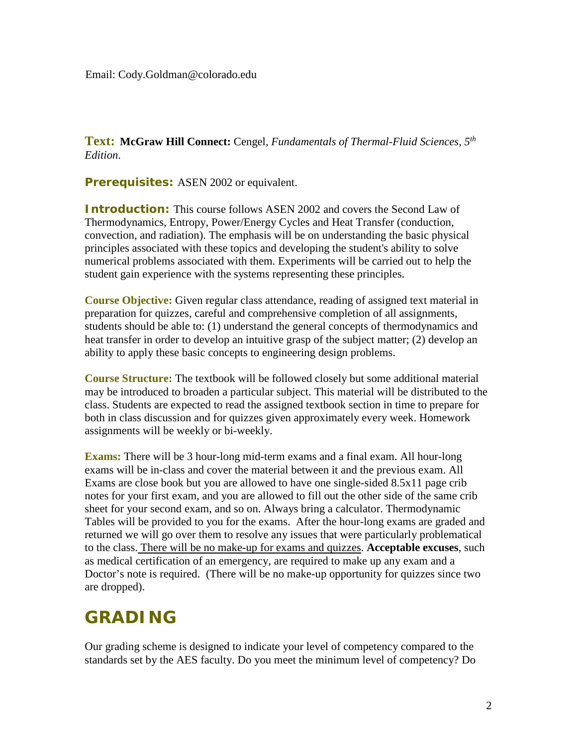Email: Cody.Goldman@colorado.edu

**Text:** **McGraw Hill Connect:** Cengel, *Fundamentals of Thermal-Fluid Sciences, 5th Edition*.

**Prerequisites:** ASEN 2002 or equivalent.

**Introduction:** This course follows ASEN 2002 and covers the Second Law of Thermodynamics, Entropy, Power/Energy Cycles and Heat Transfer (conduction, convection, and radiation). The emphasis will be on understanding the basic physical principles associated with these topics and developing the student's ability to solve numerical problems associated with them. Experiments will be carried out to help the student gain experience with the systems representing these principles.

**Course Objective:** Given regular class attendance, reading of assigned text material in preparation for quizzes, careful and comprehensive completion of all assignments, students should be able to: (1) understand the general concepts of thermodynamics and heat transfer in order to develop an intuitive grasp of the subject matter; (2) develop an ability to apply these basic concepts to engineering design problems.

**Course Structure:** The textbook will be followed closely but some additional material may be introduced to broaden a particular subject. This material will be distributed to the class. Students are expected to read the assigned textbook section in time to prepare for both in class discussion and for quizzes given approximately every week. Homework assignments will be weekly or bi-weekly.

**Exams:** There will be 3 hour-long mid-term exams and a final exam. All hour-long exams will be in-class and cover the material between it and the previous exam. All Exams are close book but you are allowed to have one single-sided 8.5x11 page crib notes for your first exam, and you are allowed to fill out the other side of the same crib sheet for your second exam, and so on. Always bring a calculator. Thermodynamic Tables will be provided to you for the exams. After the hour-long exams are graded and returned we will go over them to resolve any issues that were particularly problematical to the class. There will be no make-up for exams and quizzes. **Acceptable excuses**, such as medical certification of an emergency, are required to make up any exam and a Doctor's note is required. (There will be no make-up opportunity for quizzes since two are dropped).

# GRADING

Our grading scheme is designed to indicate your level of competency compared to the standards set by the AES faculty. Do you meet the minimum level of competency? Do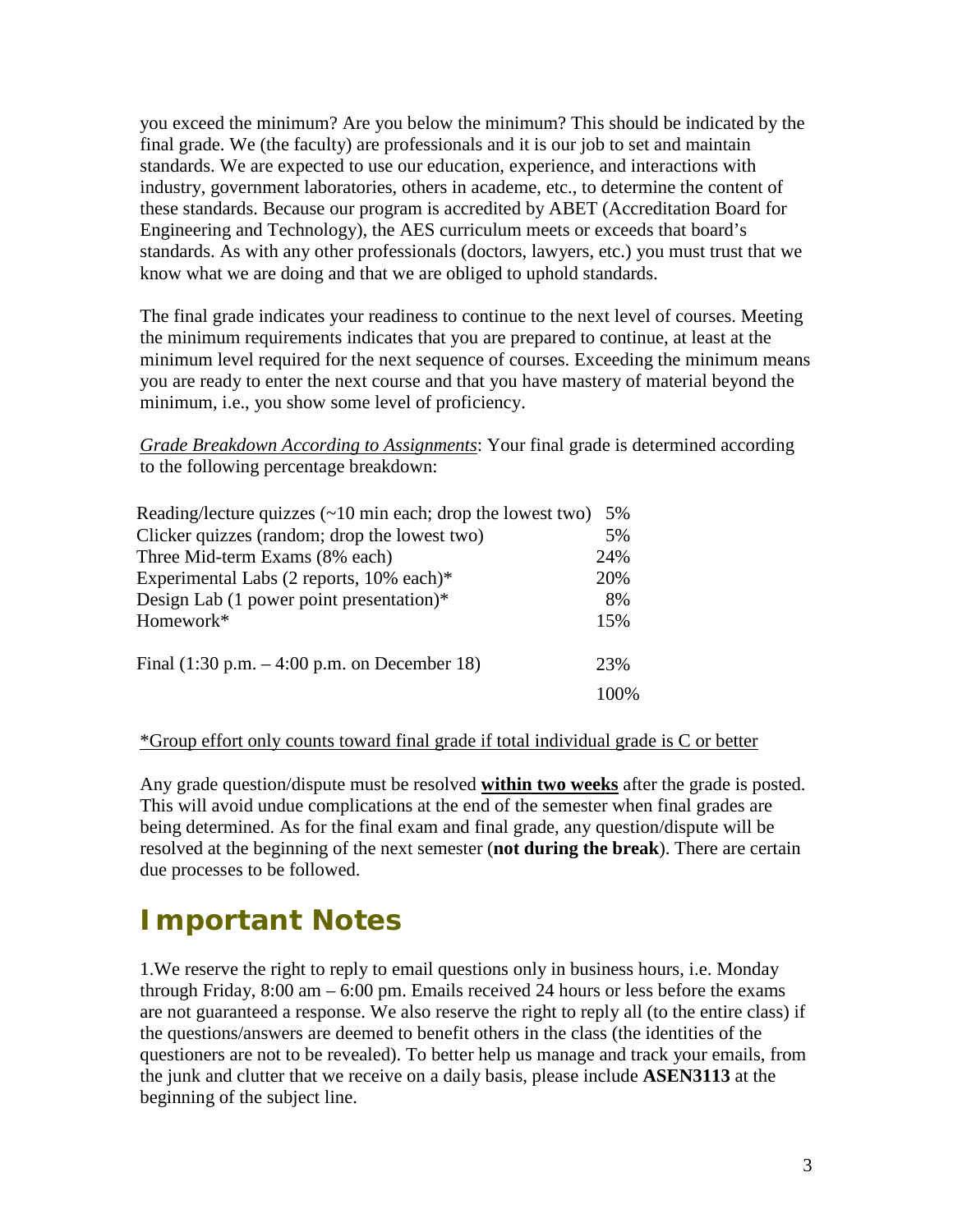you exceed the minimum? Are you below the minimum? This should be indicated by the final grade. We (the faculty) are professionals and it is our job to set and maintain standards. We are expected to use our education, experience, and interactions with industry, government laboratories, others in academe, etc., to determine the content of these standards. Because our program is accredited by ABET (Accreditation Board for Engineering and Technology), the AES curriculum meets or exceeds that board's standards. As with any other professionals (doctors, lawyers, etc.) you must trust that we know what we are doing and that we are obliged to uphold standards.

The final grade indicates your readiness to continue to the next level of courses. Meeting the minimum requirements indicates that you are prepared to continue, at least at the minimum level required for the next sequence of courses. Exceeding the minimum means you are ready to enter the next course and that you have mastery of material beyond the minimum, i.e., you show some level of proficiency.

*Grade Breakdown According to Assignments*: Your final grade is determined according to the following percentage breakdown:

| | |
|---|---|
| Reading/lecture quizzes (~10 min each; drop the lowest two) | 5% |
| Clicker quizzes (random; drop the lowest two) | 5% |
| Three Mid-term Exams (8% each) | 24% |
| Experimental Labs (2 reports, 10% each)* | 20% |
| Design Lab (1 power point presentation)* | 8% |
| Homework* | 15% |
| Final (1:30 p.m. – 4:00 p.m. on December 18) | 23% |
| | 100% |

*Group effort only counts toward final grade if total individual grade is C or better

Any grade question/dispute must be resolved **within two weeks** after the grade is posted. This will avoid undue complications at the end of the semester when final grades are being determined. As for the final exam and final grade, any question/dispute will be resolved at the beginning of the next semester (**not during the break**). There are certain due processes to be followed.

# Important Notes

1.We reserve the right to reply to email questions only in business hours, i.e. Monday through Friday, 8:00 am – 6:00 pm. Emails received 24 hours or less before the exams are not guaranteed a response. We also reserve the right to reply all (to the entire class) if the questions/answers are deemed to benefit others in the class (the identities of the questioners are not to be revealed). To better help us manage and track your emails, from the junk and clutter that we receive on a daily basis, please include **ASEN3113** at the beginning of the subject line.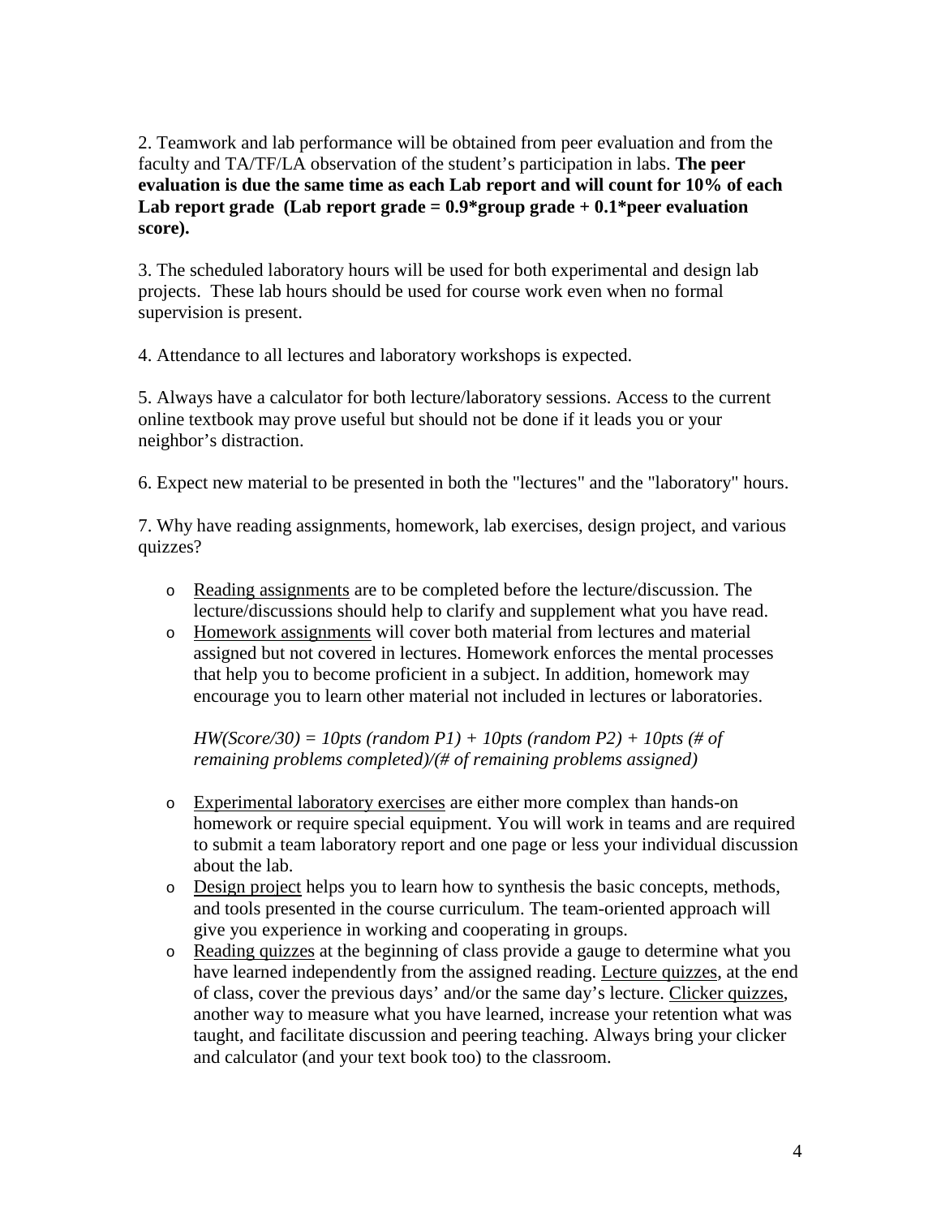2. Teamwork and lab performance will be obtained from peer evaluation and from the faculty and TA/TF/LA observation of the student's participation in labs. **The peer evaluation is due the same time as each Lab report and will count for 10% of each Lab report grade (Lab report grade = 0.9*group grade + 0.1*peer evaluation score).**

3. The scheduled laboratory hours will be used for both experimental and design lab projects. These lab hours should be used for course work even when no formal supervision is present.

4. Attendance to all lectures and laboratory workshops is expected.

5. Always have a calculator for both lecture/laboratory sessions. Access to the current online textbook may prove useful but should not be done if it leads you or your neighbor's distraction.

6. Expect new material to be presented in both the "lectures" and the "laboratory" hours.

7. Why have reading assignments, homework, lab exercises, design project, and various quizzes?

- <u>Reading assignments</u> are to be completed before the lecture/discussion. The lecture/discussions should help to clarify and supplement what you have read.
- <u>Homework assignments</u> will cover both material from lectures and material assigned but not covered in lectures. Homework enforces the mental processes that help you to become proficient in a subject. In addition, homework may encourage you to learn other material not included in lectures or laboratories.

  *HW(Score/30) = 10pts (random P1) + 10pts (random P2) + 10pts (# of remaining problems completed)/(# of remaining problems assigned)*

- <u>Experimental laboratory exercises</u> are either more complex than hands-on homework or require special equipment. You will work in teams and are required to submit a team laboratory report and one page or less your individual discussion about the lab.
- <u>Design project</u> helps you to learn how to synthesis the basic concepts, methods, and tools presented in the course curriculum. The team-oriented approach will give you experience in working and cooperating in groups.
- <u>Reading quizzes</u> at the beginning of class provide a gauge to determine what you have learned independently from the assigned reading. <u>Lecture quizzes</u>, at the end of class, cover the previous days' and/or the same day's lecture. <u>Clicker quizzes</u>, another way to measure what you have learned, increase your retention what was taught, and facilitate discussion and peering teaching. Always bring your clicker and calculator (and your text book too) to the classroom.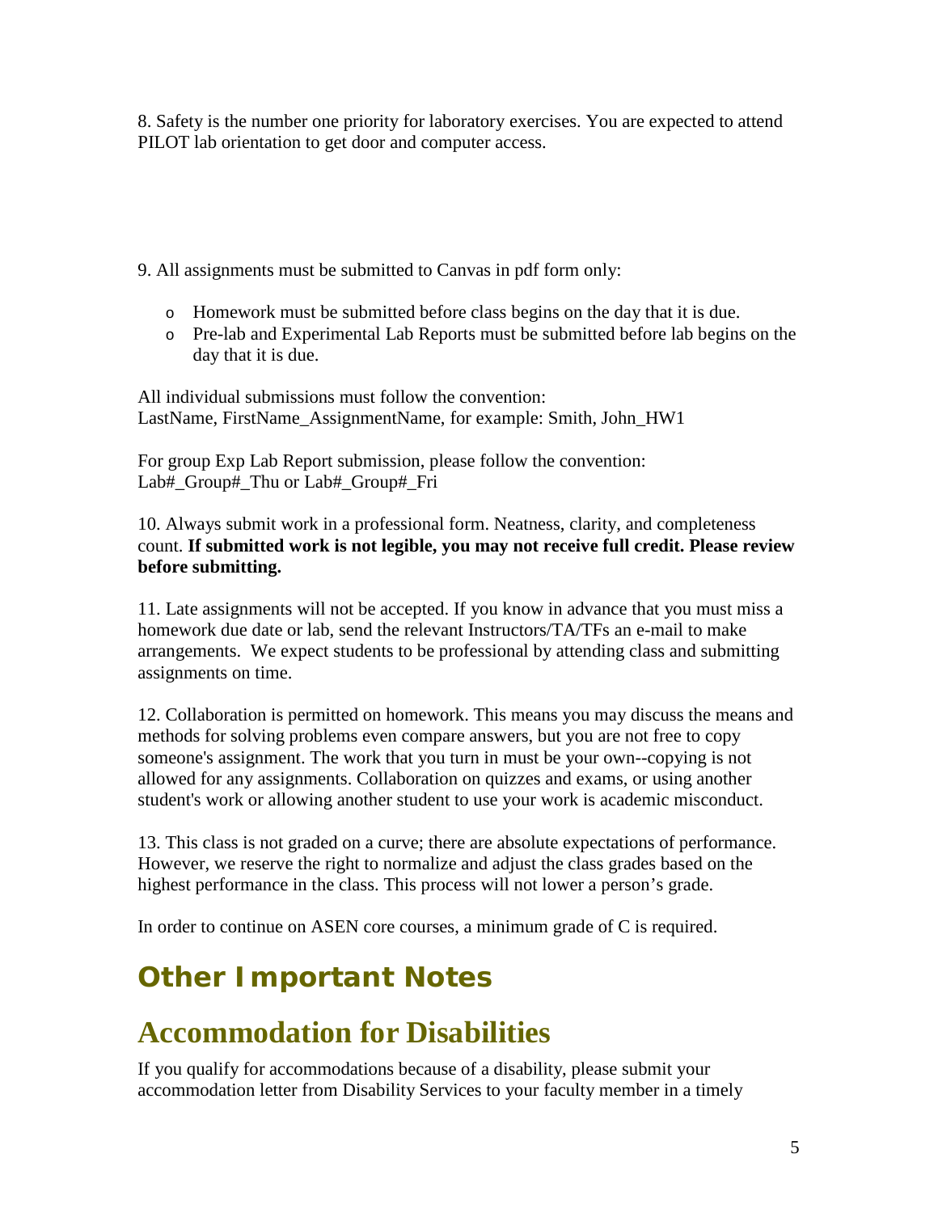8. Safety is the number one priority for laboratory exercises. You are expected to attend PILOT lab orientation to get door and computer access.

9. All assignments must be submitted to Canvas in pdf form only:

- Homework must be submitted before class begins on the day that it is due.
- Pre-lab and Experimental Lab Reports must be submitted before lab begins on the day that it is due.

All individual submissions must follow the convention:
LastName, FirstName_AssignmentName, for example: Smith, John_HW1

For group Exp Lab Report submission, please follow the convention:
Lab#_Group#_Thu or Lab#_Group#_Fri

10. Always submit work in a professional form. Neatness, clarity, and completeness count. **If submitted work is not legible, you may not receive full credit. Please review before submitting.**

11. Late assignments will not be accepted. If you know in advance that you must miss a homework due date or lab, send the relevant Instructors/TA/TFs an e-mail to make arrangements. We expect students to be professional by attending class and submitting assignments on time.

12. Collaboration is permitted on homework. This means you may discuss the means and methods for solving problems even compare answers, but you are not free to copy someone's assignment. The work that you turn in must be your own--copying is not allowed for any assignments. Collaboration on quizzes and exams, or using another student's work or allowing another student to use your work is academic misconduct.

13. This class is not graded on a curve; there are absolute expectations of performance. However, we reserve the right to normalize and adjust the class grades based on the highest performance in the class. This process will not lower a person's grade.

In order to continue on ASEN core courses, a minimum grade of C is required.

## Other Important Notes

## Accommodation for Disabilities

If you qualify for accommodations because of a disability, please submit your accommodation letter from Disability Services to your faculty member in a timely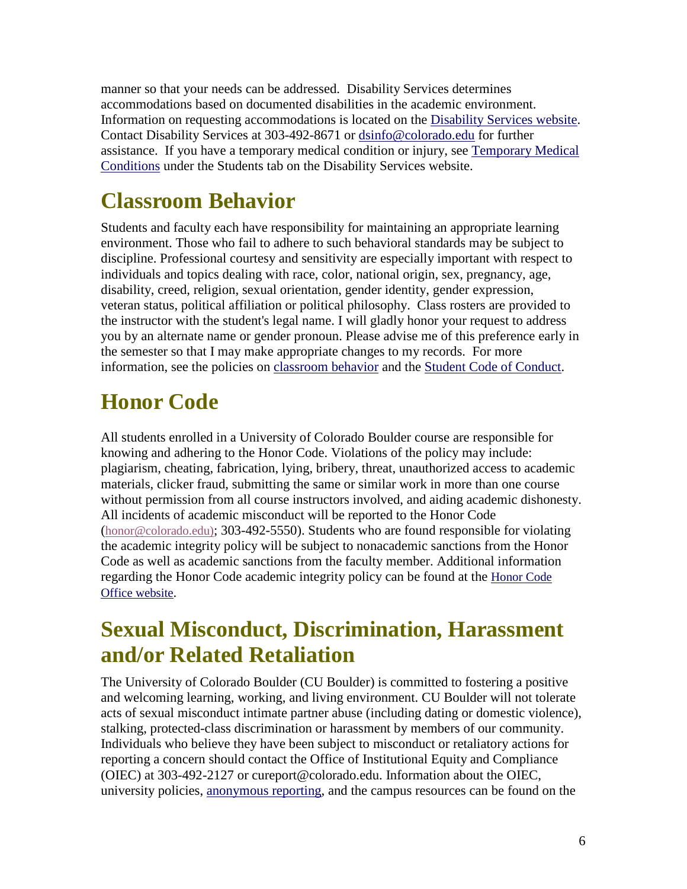manner so that your needs can be addressed. Disability Services determines accommodations based on documented disabilities in the academic environment. Information on requesting accommodations is located on the [Disability Services website](). Contact Disability Services at 303-492-8671 or [dsinfo@colorado.edu]() for further assistance. If you have a temporary medical condition or injury, see [Temporary Medical Conditions]() under the Students tab on the Disability Services website.

## Classroom Behavior

Students and faculty each have responsibility for maintaining an appropriate learning environment. Those who fail to adhere to such behavioral standards may be subject to discipline. Professional courtesy and sensitivity are especially important with respect to individuals and topics dealing with race, color, national origin, sex, pregnancy, age, disability, creed, religion, sexual orientation, gender identity, gender expression, veteran status, political affiliation or political philosophy. Class rosters are provided to the instructor with the student's legal name. I will gladly honor your request to address you by an alternate name or gender pronoun. Please advise me of this preference early in the semester so that I may make appropriate changes to my records. For more information, see the policies on [classroom behavior]() and the [Student Code of Conduct]().

## Honor Code

All students enrolled in a University of Colorado Boulder course are responsible for knowing and adhering to the Honor Code. Violations of the policy may include: plagiarism, cheating, fabrication, lying, bribery, threat, unauthorized access to academic materials, clicker fraud, submitting the same or similar work in more than one course without permission from all course instructors involved, and aiding academic dishonesty. All incidents of academic misconduct will be reported to the Honor Code ([honor@colorado.edu)](); 303-492-5550). Students who are found responsible for violating the academic integrity policy will be subject to nonacademic sanctions from the Honor Code as well as academic sanctions from the faculty member. Additional information regarding the Honor Code academic integrity policy can be found at the [Honor Code Office website]().

## Sexual Misconduct, Discrimination, Harassment and/or Related Retaliation

The University of Colorado Boulder (CU Boulder) is committed to fostering a positive and welcoming learning, working, and living environment. CU Boulder will not tolerate acts of sexual misconduct intimate partner abuse (including dating or domestic violence), stalking, protected-class discrimination or harassment by members of our community. Individuals who believe they have been subject to misconduct or retaliatory actions for reporting a concern should contact the Office of Institutional Equity and Compliance (OIEC) at 303-492-2127 or cureport@colorado.edu. Information about the OIEC, university policies, [anonymous reporting](), and the campus resources can be found on the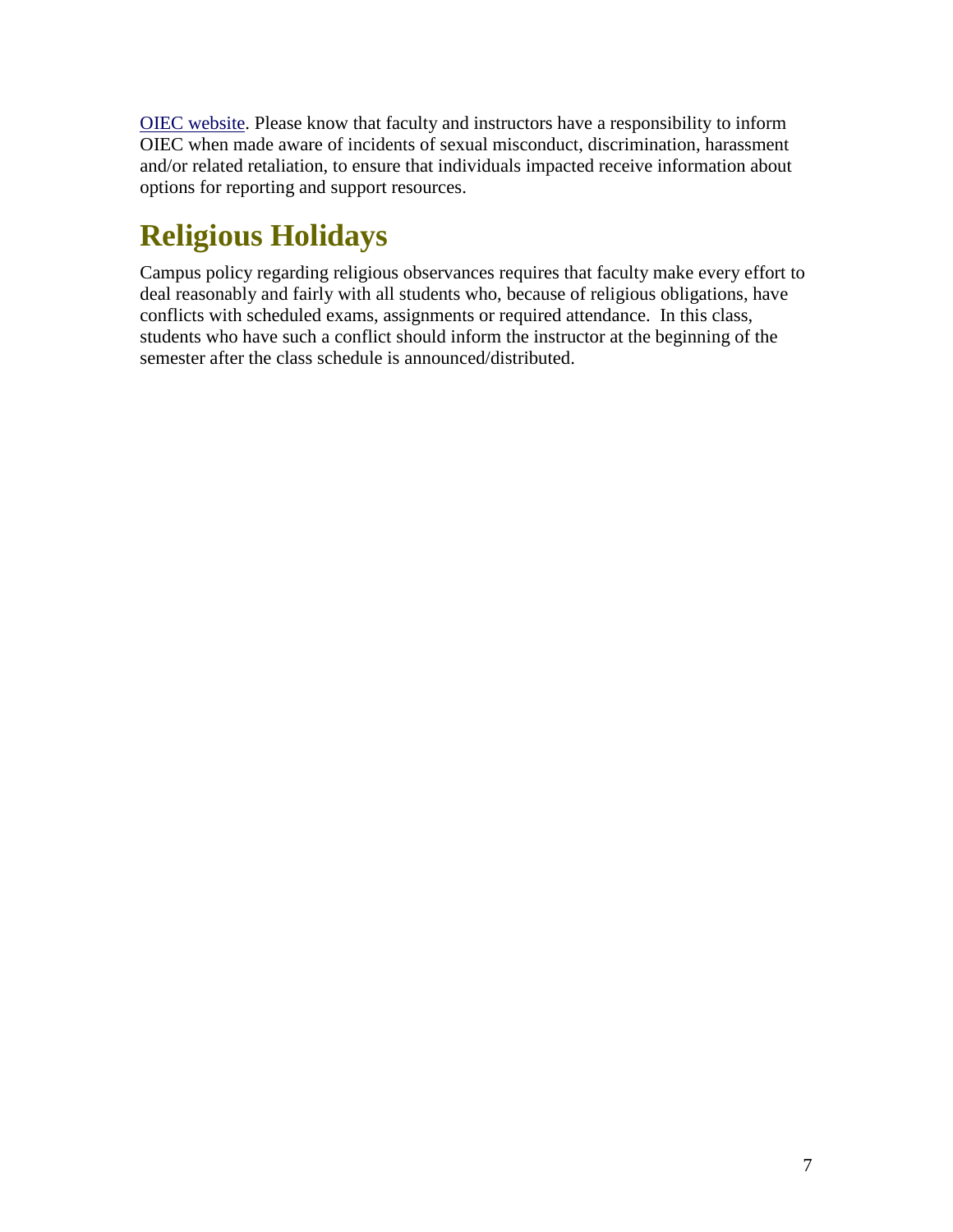OIEC website. Please know that faculty and instructors have a responsibility to inform OIEC when made aware of incidents of sexual misconduct, discrimination, harassment and/or related retaliation, to ensure that individuals impacted receive information about options for reporting and support resources.

# Religious Holidays

Campus policy regarding religious observances requires that faculty make every effort to deal reasonably and fairly with all students who, because of religious obligations, have conflicts with scheduled exams, assignments or required attendance. In this class, students who have such a conflict should inform the instructor at the beginning of the semester after the class schedule is announced/distributed.